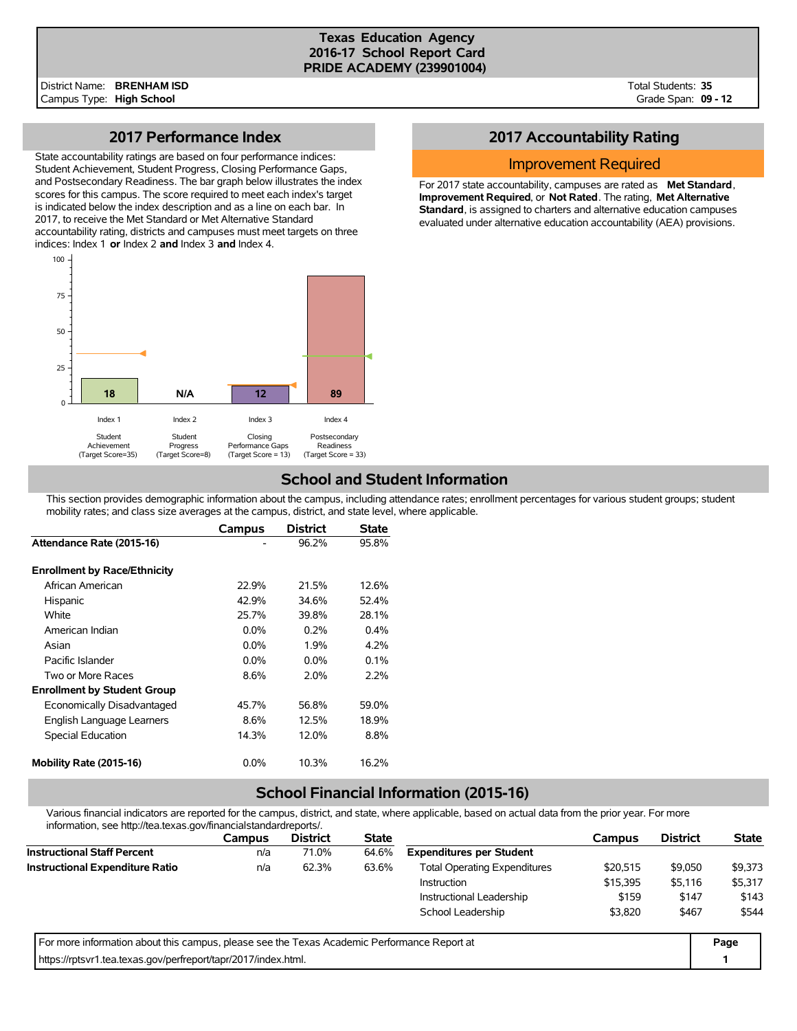# Texas Education Agency
## 2016-17 School Report Card
## PRIDE ACADEMY (239901004)

District Name: **BRENHAM ISD**
Campus Type: **High School**

Total Students: **35**
Grade Span: **09 - 12**

## 2017 Performance Index

State accountability ratings are based on four performance indices: Student Achievement, Student Progress, Closing Performance Gaps, and Postsecondary Readiness. The bar graph below illustrates the index scores for this campus. The score required to meet each index's target is indicated below the index description and as a line on each bar. In 2017, to receive the Met Standard or Met Alternative Standard accountability rating, districts and campuses must meet targets on three indices: Index 1 **or** Index 2 **and** Index 3 **and** Index 4.

| | Index 1 | Index 2 | Index 3 | Index 4 |
|---|---|---|---|---|
| | Student Achievement (Target Score=35) | Student Progress (Target Score=8) | Closing Performance Gaps (Target Score = 13) | Postsecondary Readiness (Target Score = 33) |
| Score | 18 | N/A | 12 | 89 |

## 2017 Accountability Rating

**Improvement Required**

For 2017 state accountability, campuses are rated as **Met Standard**, **Improvement Required**, or **Not Rated**. The rating, **Met Alternative Standard**, is assigned to charters and alternative education campuses evaluated under alternative education accountability (AEA) provisions.

## School and Student Information

This section provides demographic information about the campus, including attendance rates; enrollment percentages for various student groups; student mobility rates; and class size averages at the campus, district, and state level, where applicable.

| | Campus | District | State |
|---|---|---|---|
| **Attendance Rate (2015-16)** | - | 96.2% | 95.8% |
| **Enrollment by Race/Ethnicity** | | | |
| African American | 22.9% | 21.5% | 12.6% |
| Hispanic | 42.9% | 34.6% | 52.4% |
| White | 25.7% | 39.8% | 28.1% |
| American Indian | 0.0% | 0.2% | 0.4% |
| Asian | 0.0% | 1.9% | 4.2% |
| Pacific Islander | 0.0% | 0.0% | 0.1% |
| Two or More Races | 8.6% | 2.0% | 2.2% |
| **Enrollment by Student Group** | | | |
| Economically Disadvantaged | 45.7% | 56.8% | 59.0% |
| English Language Learners | 8.6% | 12.5% | 18.9% |
| Special Education | 14.3% | 12.0% | 8.8% |
| **Mobility Rate (2015-16)** | 0.0% | 10.3% | 16.2% |

## School Financial Information (2015-16)

Various financial indicators are reported for the campus, district, and state, where applicable, based on actual data from the prior year. For more information, see http://tea.texas.gov/financialstandardreports/.

| | Campus | District | State |
|---|---|---|---|
| **Instructional Staff Percent** | n/a | 71.0% | 64.6% |
| **Instructional Expenditure Ratio** | n/a | 62.3% | 63.6% |

| | Campus | District | State |
|---|---|---|---|
| **Expenditures per Student** | | | |
| Total Operating Expenditures | $20,515 | $9,050 | $9,373 |
| Instruction | $15,395 | $5,116 | $5,317 |
| Instructional Leadership | $159 | $147 | $143 |
| School Leadership | $3,820 | $467 | $544 |

For more information about this campus, please see the Texas Academic Performance Report at https://rptsvr1.tea.texas.gov/perfreport/tapr/2017/index.html.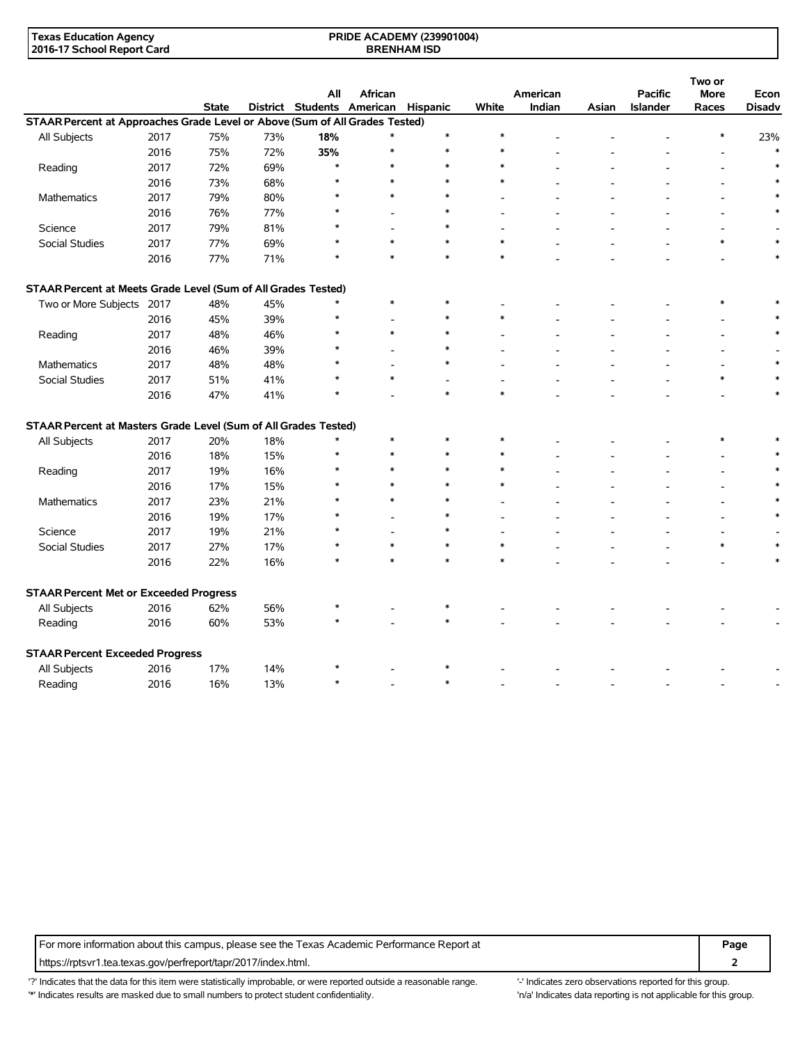| | | State | District | All Students | African American | Hispanic | White | American Indian | Asian | Pacific Islander | Two or More Races | Econ Disadv |
|---|---|---|---|---|---|---|---|---|---|---|---|---|
| **STAAR Percent at Approaches Grade Level or Above (Sum of All Grades Tested)** | | | | | | | | | | | | |
| All Subjects | 2017 | 75% | 73% | **18%** | * | * | * | - | - | - | * | 23% |
| | 2016 | 75% | 72% | **35%** | * | * | * | - | - | - | - | * |
| Reading | 2017 | 72% | 69% | * | * | * | * | - | - | - | - | * |
| | 2016 | 73% | 68% | * | * | * | * | - | - | - | - | * |
| Mathematics | 2017 | 79% | 80% | * | * | * | - | - | - | - | - | * |
| | 2016 | 76% | 77% | * | - | * | - | - | - | - | - | * |
| Science | 2017 | 79% | 81% | * | - | * | - | - | - | - | - | - |
| Social Studies | 2017 | 77% | 69% | * | * | * | * | - | - | - | * | * |
| | 2016 | 77% | 71% | * | * | * | * | - | - | - | - | * |
| **STAAR Percent at Meets Grade Level (Sum of All Grades Tested)** | | | | | | | | | | | | |
| Two or More Subjects | 2017 | 48% | 45% | * | * | * | - | - | - | - | * | * |
| | 2016 | 45% | 39% | * | - | * | * | - | - | - | - | * |
| Reading | 2017 | 48% | 46% | * | * | * | - | - | - | - | - | * |
| | 2016 | 46% | 39% | * | - | * | - | - | - | - | - | - |
| Mathematics | 2017 | 48% | 48% | * | - | * | - | - | - | - | - | * |
| Social Studies | 2017 | 51% | 41% | * | * | - | - | - | - | - | * | * |
| | 2016 | 47% | 41% | * | - | * | * | - | - | - | - | * |
| **STAAR Percent at Masters Grade Level (Sum of All Grades Tested)** | | | | | | | | | | | | |
| All Subjects | 2017 | 20% | 18% | * | * | * | * | - | - | - | * | * |
| | 2016 | 18% | 15% | * | * | * | * | - | - | - | - | * |
| Reading | 2017 | 19% | 16% | * | * | * | * | - | - | - | - | * |
| | 2016 | 17% | 15% | * | * | * | * | - | - | - | - | * |
| Mathematics | 2017 | 23% | 21% | * | * | * | - | - | - | - | - | * |
| | 2016 | 19% | 17% | * | - | * | - | - | - | - | - | * |
| Science | 2017 | 19% | 21% | * | - | * | - | - | - | - | - | - |
| Social Studies | 2017 | 27% | 17% | * | * | * | * | - | - | - | * | * |
| | 2016 | 22% | 16% | * | * | * | * | - | - | - | - | * |
| **STAAR Percent Met or Exceeded Progress** | | | | | | | | | | | | |
| All Subjects | 2016 | 62% | 56% | * | - | * | - | - | - | - | - | - |
| Reading | 2016 | 60% | 53% | * | - | * | - | - | - | - | - | - |
| **STAAR Percent Exceeded Progress** | | | | | | | | | | | | |
| All Subjects | 2016 | 17% | 14% | * | - | * | - | - | - | - | - | - |
| Reading | 2016 | 16% | 13% | * | - | * | - | - | - | - | - | - |

For more information about this campus, please see the Texas Academic Performance Report at https://rptsvr1.tea.texas.gov/perfreport/tapr/2017/index.html.

'?' Indicates that the data for this item were statistically improbable, or were reported outside a reasonable range.
'*' Indicates results are masked due to small numbers to protect student confidentiality.
'-' Indicates zero observations reported for this group.
'n/a' Indicates data reporting is not applicable for this group.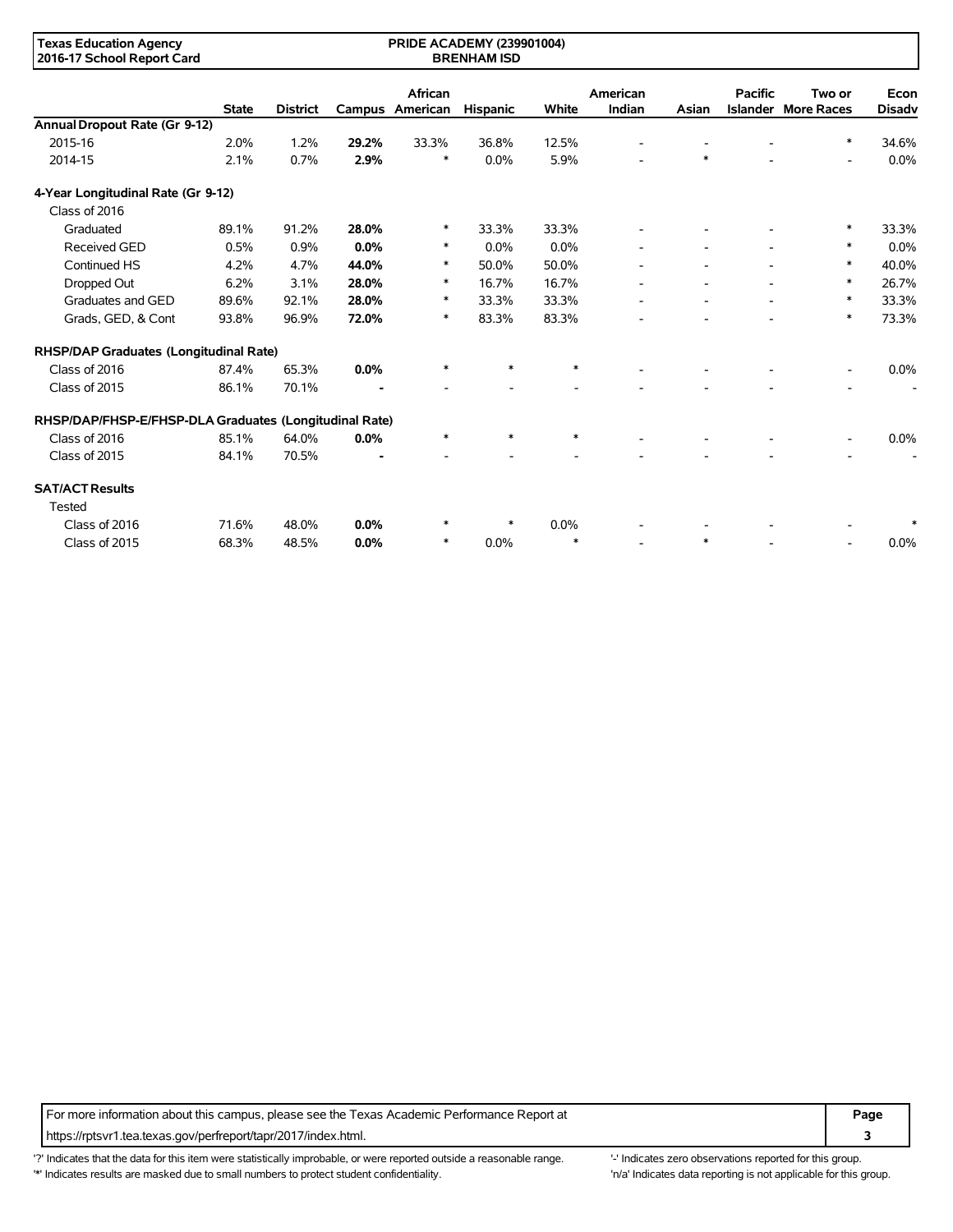| | State | District | Campus | African American | Hispanic | White | American Indian | Asian | Pacific Islander | Two or More Races | Econ Disadv |
|---|---|---|---|---|---|---|---|---|---|---|---|
| **Annual Dropout Rate (Gr 9-12)** | | | | | | | | | | | |
| 2015-16 | 2.0% | 1.2% | **29.2%** | 33.3% | 36.8% | 12.5% | - | - | - | * | 34.6% |
| 2014-15 | 2.1% | 0.7% | **2.9%** | * | 0.0% | 5.9% | - | * | - | - | 0.0% |
| **4-Year Longitudinal Rate (Gr 9-12)** | | | | | | | | | | | |
| Class of 2016 | | | | | | | | | | | |
| Graduated | 89.1% | 91.2% | **28.0%** | * | 33.3% | 33.3% | - | - | - | * | 33.3% |
| Received GED | 0.5% | 0.9% | **0.0%** | * | 0.0% | 0.0% | - | - | - | * | 0.0% |
| Continued HS | 4.2% | 4.7% | **44.0%** | * | 50.0% | 50.0% | - | - | - | * | 40.0% |
| Dropped Out | 6.2% | 3.1% | **28.0%** | * | 16.7% | 16.7% | - | - | - | * | 26.7% |
| Graduates and GED | 89.6% | 92.1% | **28.0%** | * | 33.3% | 33.3% | - | - | - | * | 33.3% |
| Grads, GED, & Cont | 93.8% | 96.9% | **72.0%** | * | 83.3% | 83.3% | - | - | - | * | 73.3% |
| **RHSP/DAP Graduates (Longitudinal Rate)** | | | | | | | | | | | |
| Class of 2016 | 87.4% | 65.3% | **0.0%** | * | * | * | - | - | - | - | 0.0% |
| Class of 2015 | 86.1% | 70.1% | **-** | - | - | - | - | - | - | - | - |
| **RHSP/DAP/FHSP-E/FHSP-DLA Graduates (Longitudinal Rate)** | | | | | | | | | | | |
| Class of 2016 | 85.1% | 64.0% | **0.0%** | * | * | * | - | - | - | - | 0.0% |
| Class of 2015 | 84.1% | 70.5% | **-** | - | - | - | - | - | - | - | - |
| **SAT/ACT Results** | | | | | | | | | | | |
| Tested | | | | | | | | | | | |
| Class of 2016 | 71.6% | 48.0% | **0.0%** | * | * | 0.0% | - | - | - | - | * |
| Class of 2015 | 68.3% | 48.5% | **0.0%** | * | 0.0% | * | - | * | - | - | 0.0% |

For more information about this campus, please see the Texas Academic Performance Report at https://rptsvr1.tea.texas.gov/perfreport/tapr/2017/index.html.

'?' Indicates that the data for this item were statistically improbable, or were reported outside a reasonable range.
'*' Indicates results are masked due to small numbers to protect student confidentiality.
'-' Indicates zero observations reported for this group.
'n/a' Indicates data reporting is not applicable for this group.